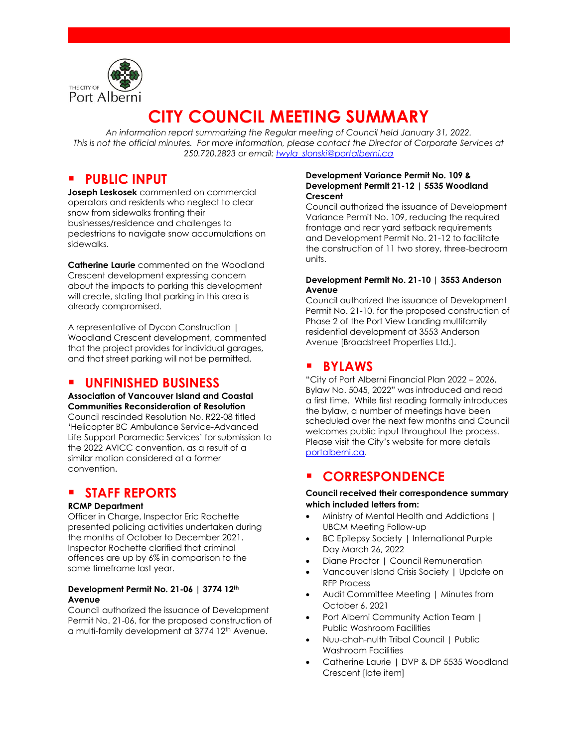THE CITY OF Port Alberni

# CITY COUNCIL MEETING SUMMARY

*An information report summarizing the Regular meeting of Council held January 31, 2022. This is not the official minutes. For more information, please contact the Director of Corporate Services at 250.720.2823 or email: twyla_slonski@portalberni.ca*

## PUBLIC INPUT

**Joseph Leskosek** commented on commercial operators and residents who neglect to clear snow from sidewalks fronting their businesses/residence and challenges to pedestrians to navigate snow accumulations on sidewalks.

**Catherine Laurie** commented on the Woodland Crescent development expressing concern about the impacts to parking this development will create, stating that parking in this area is already compromised.

A representative of Dycon Construction | Woodland Crescent development, commented that the project provides for individual garages, and that street parking will not be permitted.

## UNFINISHED BUSINESS

**Association of Vancouver Island and Coastal Communities Reconsideration of Resolution**

Council rescinded Resolution No. R22-08 titled 'Helicopter BC Ambulance Service-Advanced Life Support Paramedic Services' for submission to the 2022 AVICC convention, as a result of a similar motion considered at a former convention.

## STAFF REPORTS

**RCMP Department**

Officer in Charge, Inspector Eric Rochette presented policing activities undertaken during the months of October to December 2021. Inspector Rochette clarified that criminal offences are up by 6% in comparison to the same timeframe last year.

**Development Permit No. 21-06 | 3774 12th Avenue**

Council authorized the issuance of Development Permit No. 21-06, for the proposed construction of a multi-family development at 3774 12th Avenue.

**Development Variance Permit No. 109 & Development Permit 21-12 | 5535 Woodland Crescent**

Council authorized the issuance of Development Variance Permit No. 109, reducing the required frontage and rear yard setback requirements and Development Permit No. 21-12 to facilitate the construction of 11 two storey, three-bedroom units.

**Development Permit No. 21-10 | 3553 Anderson Avenue**

Council authorized the issuance of Development Permit No. 21-10, for the proposed construction of Phase 2 of the Port View Landing multifamily residential development at 3553 Anderson Avenue [Broadstreet Properties Ltd.].

## BYLAWS

"City of Port Alberni Financial Plan 2022 – 2026, Bylaw No. 5045, 2022" was introduced and read a first time. While first reading formally introduces the bylaw, a number of meetings have been scheduled over the next few months and Council welcomes public input throughout the process. Please visit the City's website for more details portalberni.ca.

## CORRESPONDENCE

**Council received their correspondence summary which included letters from:**

- Ministry of Mental Health and Addictions | UBCM Meeting Follow-up
- BC Epilepsy Society | International Purple Day March 26, 2022
- Diane Proctor | Council Remuneration
- Vancouver Island Crisis Society | Update on RFP Process
- Audit Committee Meeting | Minutes from October 6, 2021
- Port Alberni Community Action Team | Public Washroom Facilities
- Nuu-chah-nulth Tribal Council | Public Washroom Facilities
- Catherine Laurie | DVP & DP 5535 Woodland Crescent [late item]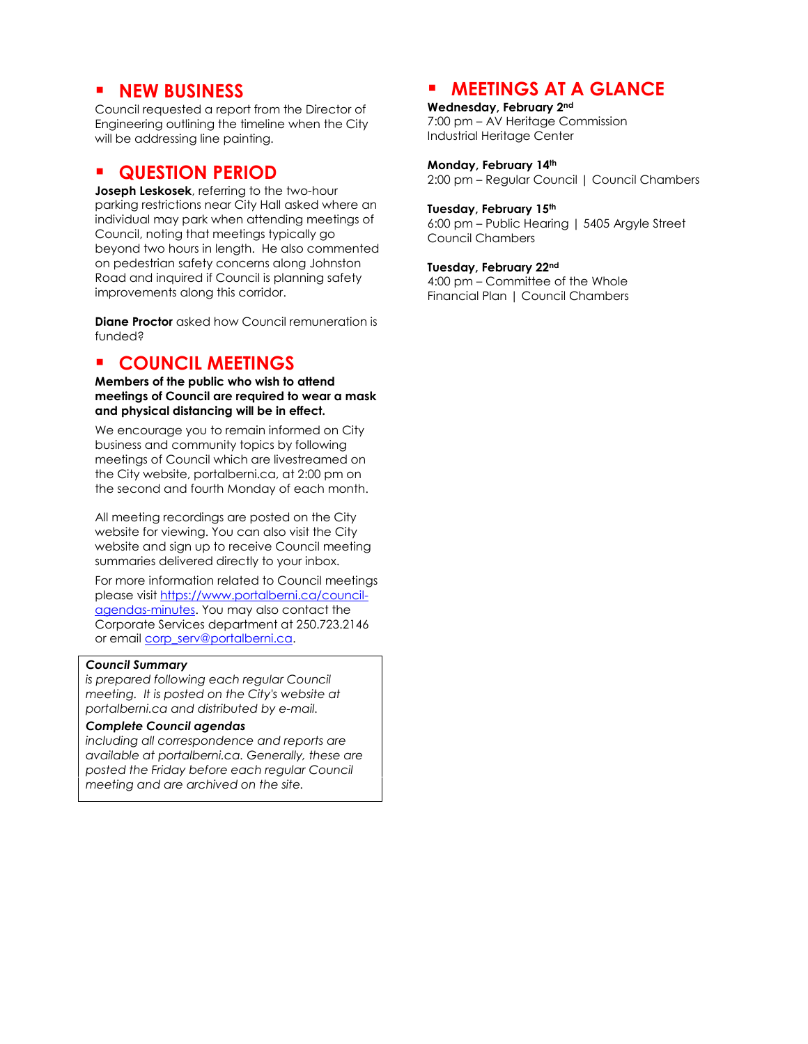## NEW BUSINESS

Council requested a report from the Director of Engineering outlining the timeline when the City will be addressing line painting.

## QUESTION PERIOD

**Joseph Leskosek**, referring to the two-hour parking restrictions near City Hall asked where an individual may park when attending meetings of Council, noting that meetings typically go beyond two hours in length. He also commented on pedestrian safety concerns along Johnston Road and inquired if Council is planning safety improvements along this corridor.

**Diane Proctor** asked how Council remuneration is funded?

## COUNCIL MEETINGS

**Members of the public who wish to attend meetings of Council are required to wear a mask and physical distancing will be in effect.**

We encourage you to remain informed on City business and community topics by following meetings of Council which are livestreamed on the City website, portalberni.ca, at 2:00 pm on the second and fourth Monday of each month.

All meeting recordings are posted on the City website for viewing. You can also visit the City website and sign up to receive Council meeting summaries delivered directly to your inbox.

For more information related to Council meetings please visit [https://www.portalberni.ca/council-agendas-minutes](https://www.portalberni.ca/council-agendas-minutes). You may also contact the Corporate Services department at 250.723.2146 or email [corp_serv@portalberni.ca](mailto:corp_serv@portalberni.ca).

***Council Summary***
*is prepared following each regular Council meeting. It is posted on the City's website at portalberni.ca and distributed by e-mail.*

***Complete Council agendas***
*including all correspondence and reports are available at portalberni.ca. Generally, these are posted the Friday before each regular Council meeting and are archived on the site.*

## MEETINGS AT A GLANCE

**Wednesday, February 2nd**
7:00 pm – AV Heritage Commission
Industrial Heritage Center

**Monday, February 14th**
2:00 pm – Regular Council | Council Chambers

**Tuesday, February 15th**
6:00 pm – Public Hearing | 5405 Argyle Street
Council Chambers

**Tuesday, February 22nd**
4:00 pm – Committee of the Whole
Financial Plan | Council Chambers